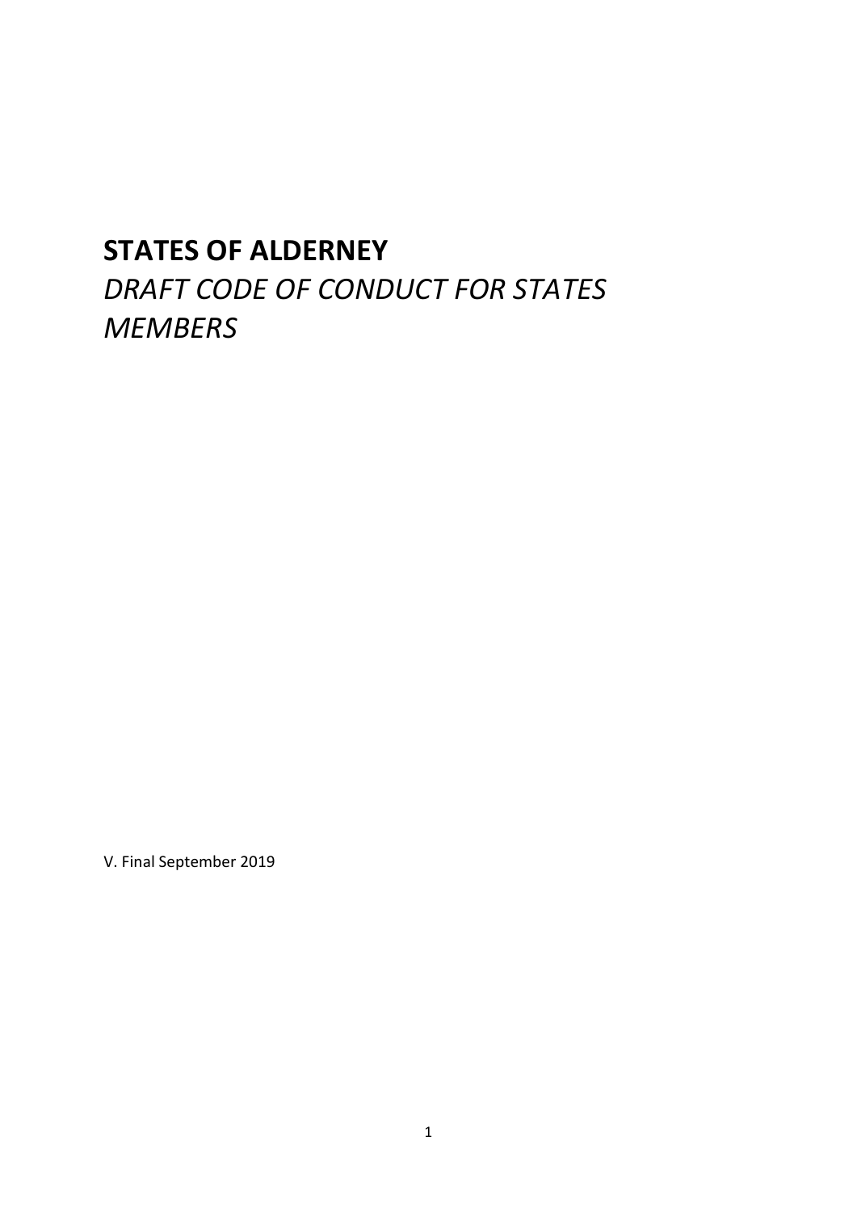# STATES OF ALDERNEY

*DRAFT CODE OF CONDUCT FOR STATES MEMBERS*

V. Final September 2019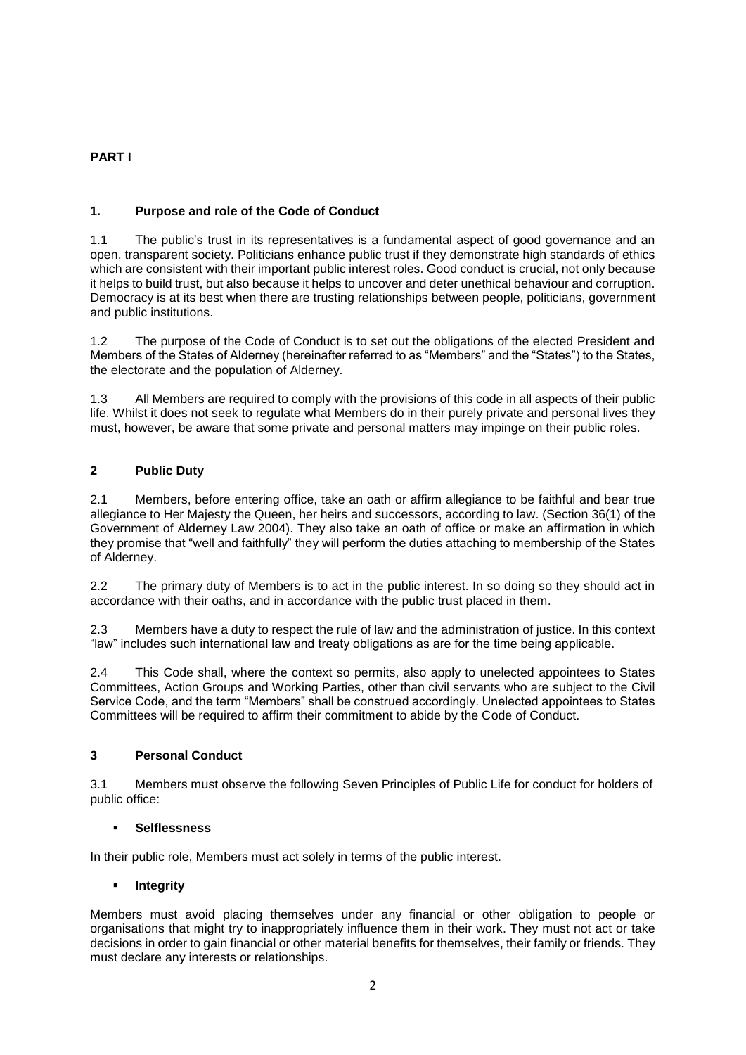**PART I**

## 1. Purpose and role of the Code of Conduct

1.1 The public's trust in its representatives is a fundamental aspect of good governance and an open, transparent society. Politicians enhance public trust if they demonstrate high standards of ethics which are consistent with their important public interest roles. Good conduct is crucial, not only because it helps to build trust, but also because it helps to uncover and deter unethical behaviour and corruption. Democracy is at its best when there are trusting relationships between people, politicians, government and public institutions.

1.2 The purpose of the Code of Conduct is to set out the obligations of the elected President and Members of the States of Alderney (hereinafter referred to as "Members" and the "States") to the States, the electorate and the population of Alderney.

1.3 All Members are required to comply with the provisions of this code in all aspects of their public life. Whilst it does not seek to regulate what Members do in their purely private and personal lives they must, however, be aware that some private and personal matters may impinge on their public roles.

## 2 Public Duty

2.1 Members, before entering office, take an oath or affirm allegiance to be faithful and bear true allegiance to Her Majesty the Queen, her heirs and successors, according to law. (Section 36(1) of the Government of Alderney Law 2004). They also take an oath of office or make an affirmation in which they promise that "well and faithfully" they will perform the duties attaching to membership of the States of Alderney.

2.2 The primary duty of Members is to act in the public interest. In so doing so they should act in accordance with their oaths, and in accordance with the public trust placed in them.

2.3 Members have a duty to respect the rule of law and the administration of justice. In this context "law" includes such international law and treaty obligations as are for the time being applicable.

2.4 This Code shall, where the context so permits, also apply to unelected appointees to States Committees, Action Groups and Working Parties, other than civil servants who are subject to the Civil Service Code, and the term "Members" shall be construed accordingly. Unelected appointees to States Committees will be required to affirm their commitment to abide by the Code of Conduct.

## 3 Personal Conduct

3.1 Members must observe the following Seven Principles of Public Life for conduct for holders of public office:

- **Selflessness**

In their public role, Members must act solely in terms of the public interest.

- **Integrity**

Members must avoid placing themselves under any financial or other obligation to people or organisations that might try to inappropriately influence them in their work. They must not act or take decisions in order to gain financial or other material benefits for themselves, their family or friends. They must declare any interests or relationships.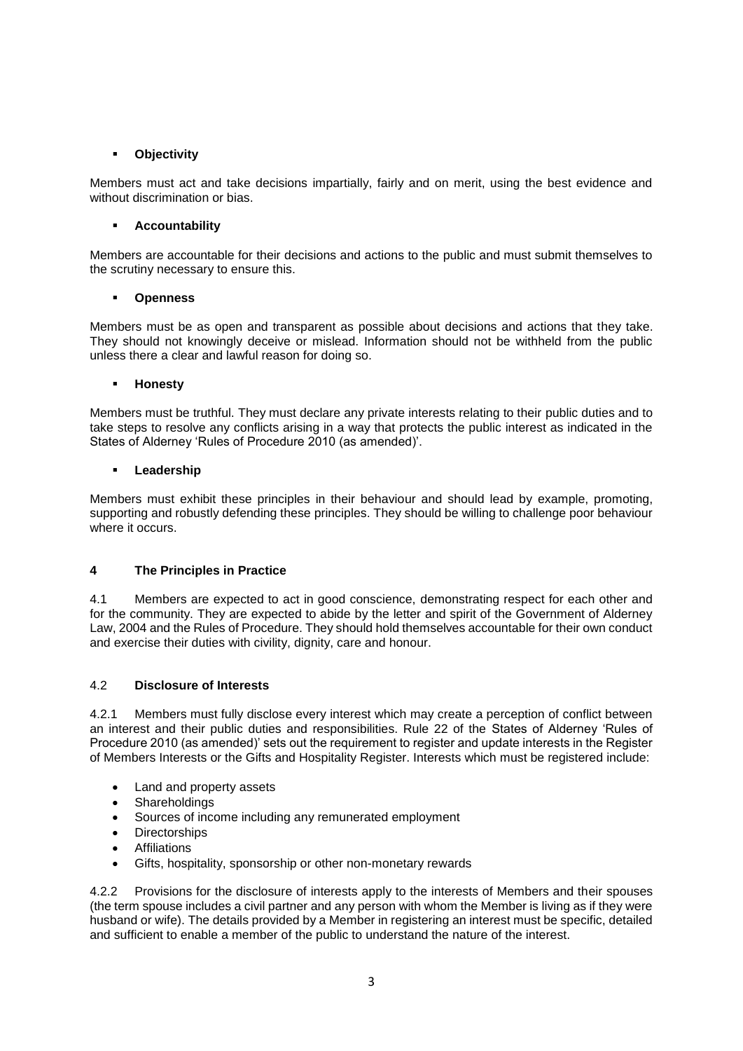- **Objectivity**

Members must act and take decisions impartially, fairly and on merit, using the best evidence and without discrimination or bias.

- **Accountability**

Members are accountable for their decisions and actions to the public and must submit themselves to the scrutiny necessary to ensure this.

- **Openness**

Members must be as open and transparent as possible about decisions and actions that they take. They should not knowingly deceive or mislead. Information should not be withheld from the public unless there a clear and lawful reason for doing so.

- **Honesty**

Members must be truthful. They must declare any private interests relating to their public duties and to take steps to resolve any conflicts arising in a way that protects the public interest as indicated in the States of Alderney 'Rules of Procedure 2010 (as amended)'.

- **Leadership**

Members must exhibit these principles in their behaviour and should lead by example, promoting, supporting and robustly defending these principles. They should be willing to challenge poor behaviour where it occurs.

## 4 The Principles in Practice

4.1 Members are expected to act in good conscience, demonstrating respect for each other and for the community. They are expected to abide by the letter and spirit of the Government of Alderney Law, 2004 and the Rules of Procedure. They should hold themselves accountable for their own conduct and exercise their duties with civility, dignity, care and honour.

### 4.2 Disclosure of Interests

4.2.1 Members must fully disclose every interest which may create a perception of conflict between an interest and their public duties and responsibilities. Rule 22 of the States of Alderney 'Rules of Procedure 2010 (as amended)' sets out the requirement to register and update interests in the Register of Members Interests or the Gifts and Hospitality Register. Interests which must be registered include:

- Land and property assets
- Shareholdings
- Sources of income including any remunerated employment
- Directorships
- Affiliations
- Gifts, hospitality, sponsorship or other non-monetary rewards

4.2.2 Provisions for the disclosure of interests apply to the interests of Members and their spouses (the term spouse includes a civil partner and any person with whom the Member is living as if they were husband or wife). The details provided by a Member in registering an interest must be specific, detailed and sufficient to enable a member of the public to understand the nature of the interest.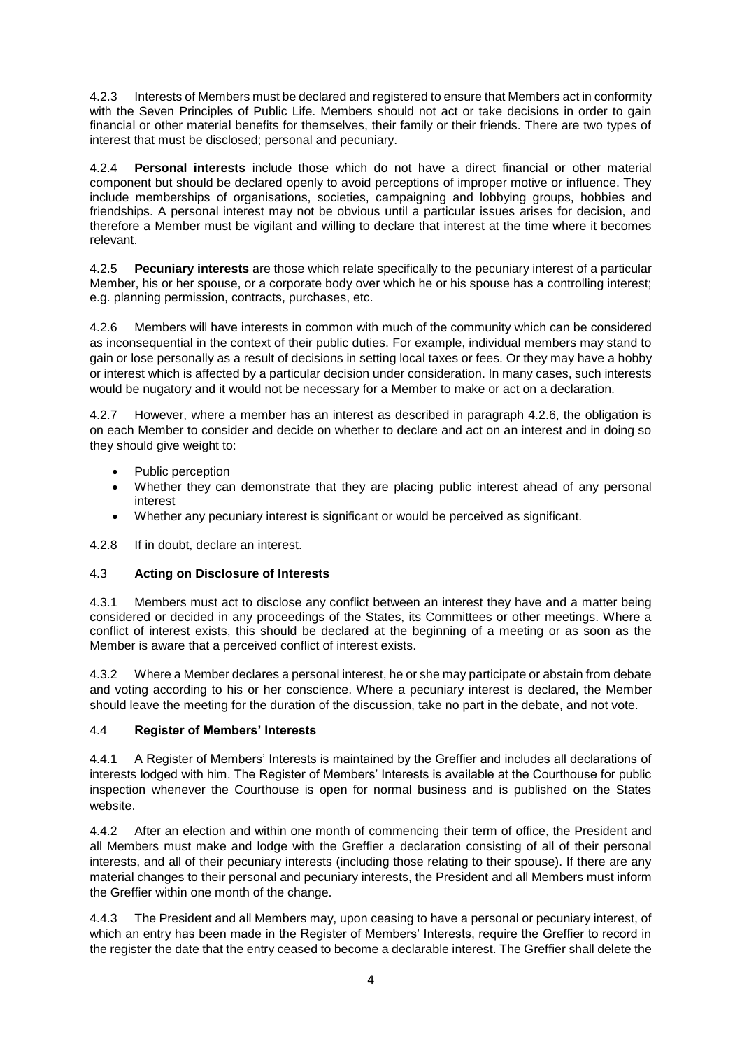4.2.3 Interests of Members must be declared and registered to ensure that Members act in conformity with the Seven Principles of Public Life. Members should not act or take decisions in order to gain financial or other material benefits for themselves, their family or their friends. There are two types of interest that must be disclosed; personal and pecuniary.

4.2.4 **Personal interests** include those which do not have a direct financial or other material component but should be declared openly to avoid perceptions of improper motive or influence. They include memberships of organisations, societies, campaigning and lobbying groups, hobbies and friendships. A personal interest may not be obvious until a particular issues arises for decision, and therefore a Member must be vigilant and willing to declare that interest at the time where it becomes relevant.

4.2.5 **Pecuniary interests** are those which relate specifically to the pecuniary interest of a particular Member, his or her spouse, or a corporate body over which he or his spouse has a controlling interest; e.g. planning permission, contracts, purchases, etc.

4.2.6 Members will have interests in common with much of the community which can be considered as inconsequential in the context of their public duties. For example, individual members may stand to gain or lose personally as a result of decisions in setting local taxes or fees. Or they may have a hobby or interest which is affected by a particular decision under consideration. In many cases, such interests would be nugatory and it would not be necessary for a Member to make or act on a declaration.

4.2.7 However, where a member has an interest as described in paragraph 4.2.6, the obligation is on each Member to consider and decide on whether to declare and act on an interest and in doing so they should give weight to:

- Public perception
- Whether they can demonstrate that they are placing public interest ahead of any personal interest
- Whether any pecuniary interest is significant or would be perceived as significant.

4.2.8 If in doubt, declare an interest.

### 4.3 Acting on Disclosure of Interests

4.3.1 Members must act to disclose any conflict between an interest they have and a matter being considered or decided in any proceedings of the States, its Committees or other meetings. Where a conflict of interest exists, this should be declared at the beginning of a meeting or as soon as the Member is aware that a perceived conflict of interest exists.

4.3.2 Where a Member declares a personal interest, he or she may participate or abstain from debate and voting according to his or her conscience. Where a pecuniary interest is declared, the Member should leave the meeting for the duration of the discussion, take no part in the debate, and not vote.

### 4.4 Register of Members' Interests

4.4.1 A Register of Members' Interests is maintained by the Greffier and includes all declarations of interests lodged with him. The Register of Members' Interests is available at the Courthouse for public inspection whenever the Courthouse is open for normal business and is published on the States website.

4.4.2 After an election and within one month of commencing their term of office, the President and all Members must make and lodge with the Greffier a declaration consisting of all of their personal interests, and all of their pecuniary interests (including those relating to their spouse). If there are any material changes to their personal and pecuniary interests, the President and all Members must inform the Greffier within one month of the change.

4.4.3 The President and all Members may, upon ceasing to have a personal or pecuniary interest, of which an entry has been made in the Register of Members' Interests, require the Greffier to record in the register the date that the entry ceased to become a declarable interest. The Greffier shall delete the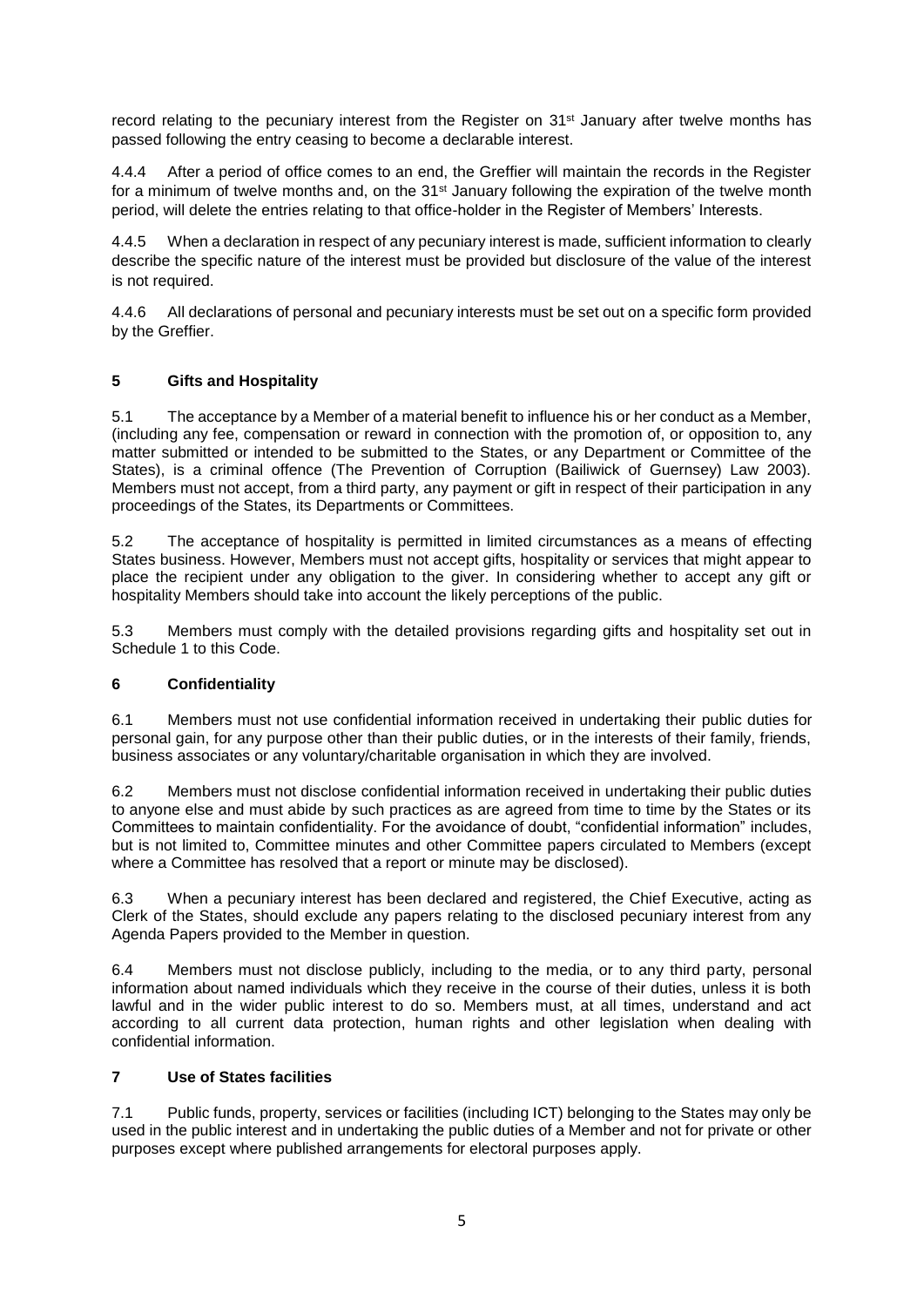record relating to the pecuniary interest from the Register on 31st January after twelve months has passed following the entry ceasing to become a declarable interest.

4.4.4 After a period of office comes to an end, the Greffier will maintain the records in the Register for a minimum of twelve months and, on the 31st January following the expiration of the twelve month period, will delete the entries relating to that office-holder in the Register of Members' Interests.

4.4.5 When a declaration in respect of any pecuniary interest is made, sufficient information to clearly describe the specific nature of the interest must be provided but disclosure of the value of the interest is not required.

4.4.6 All declarations of personal and pecuniary interests must be set out on a specific form provided by the Greffier.

## 5 Gifts and Hospitality

5.1 The acceptance by a Member of a material benefit to influence his or her conduct as a Member, (including any fee, compensation or reward in connection with the promotion of, or opposition to, any matter submitted or intended to be submitted to the States, or any Department or Committee of the States), is a criminal offence (The Prevention of Corruption (Bailiwick of Guernsey) Law 2003). Members must not accept, from a third party, any payment or gift in respect of their participation in any proceedings of the States, its Departments or Committees.

5.2 The acceptance of hospitality is permitted in limited circumstances as a means of effecting States business. However, Members must not accept gifts, hospitality or services that might appear to place the recipient under any obligation to the giver. In considering whether to accept any gift or hospitality Members should take into account the likely perceptions of the public.

5.3 Members must comply with the detailed provisions regarding gifts and hospitality set out in Schedule 1 to this Code.

## 6 Confidentiality

6.1 Members must not use confidential information received in undertaking their public duties for personal gain, for any purpose other than their public duties, or in the interests of their family, friends, business associates or any voluntary/charitable organisation in which they are involved.

6.2 Members must not disclose confidential information received in undertaking their public duties to anyone else and must abide by such practices as are agreed from time to time by the States or its Committees to maintain confidentiality. For the avoidance of doubt, "confidential information" includes, but is not limited to, Committee minutes and other Committee papers circulated to Members (except where a Committee has resolved that a report or minute may be disclosed).

6.3 When a pecuniary interest has been declared and registered, the Chief Executive, acting as Clerk of the States, should exclude any papers relating to the disclosed pecuniary interest from any Agenda Papers provided to the Member in question.

6.4 Members must not disclose publicly, including to the media, or to any third party, personal information about named individuals which they receive in the course of their duties, unless it is both lawful and in the wider public interest to do so. Members must, at all times, understand and act according to all current data protection, human rights and other legislation when dealing with confidential information.

## 7 Use of States facilities

7.1 Public funds, property, services or facilities (including ICT) belonging to the States may only be used in the public interest and in undertaking the public duties of a Member and not for private or other purposes except where published arrangements for electoral purposes apply.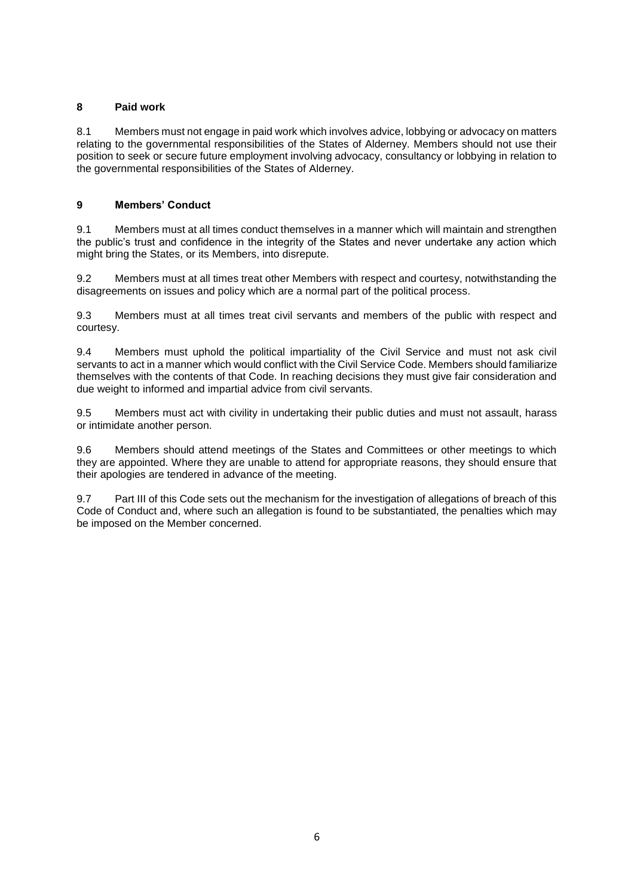## 8 Paid work

8.1 Members must not engage in paid work which involves advice, lobbying or advocacy on matters relating to the governmental responsibilities of the States of Alderney. Members should not use their position to seek or secure future employment involving advocacy, consultancy or lobbying in relation to the governmental responsibilities of the States of Alderney.

## 9 Members' Conduct

9.1 Members must at all times conduct themselves in a manner which will maintain and strengthen the public's trust and confidence in the integrity of the States and never undertake any action which might bring the States, or its Members, into disrepute.

9.2 Members must at all times treat other Members with respect and courtesy, notwithstanding the disagreements on issues and policy which are a normal part of the political process.

9.3 Members must at all times treat civil servants and members of the public with respect and courtesy.

9.4 Members must uphold the political impartiality of the Civil Service and must not ask civil servants to act in a manner which would conflict with the Civil Service Code. Members should familiarize themselves with the contents of that Code. In reaching decisions they must give fair consideration and due weight to informed and impartial advice from civil servants.

9.5 Members must act with civility in undertaking their public duties and must not assault, harass or intimidate another person.

9.6 Members should attend meetings of the States and Committees or other meetings to which they are appointed. Where they are unable to attend for appropriate reasons, they should ensure that their apologies are tendered in advance of the meeting.

9.7 Part III of this Code sets out the mechanism for the investigation of allegations of breach of this Code of Conduct and, where such an allegation is found to be substantiated, the penalties which may be imposed on the Member concerned.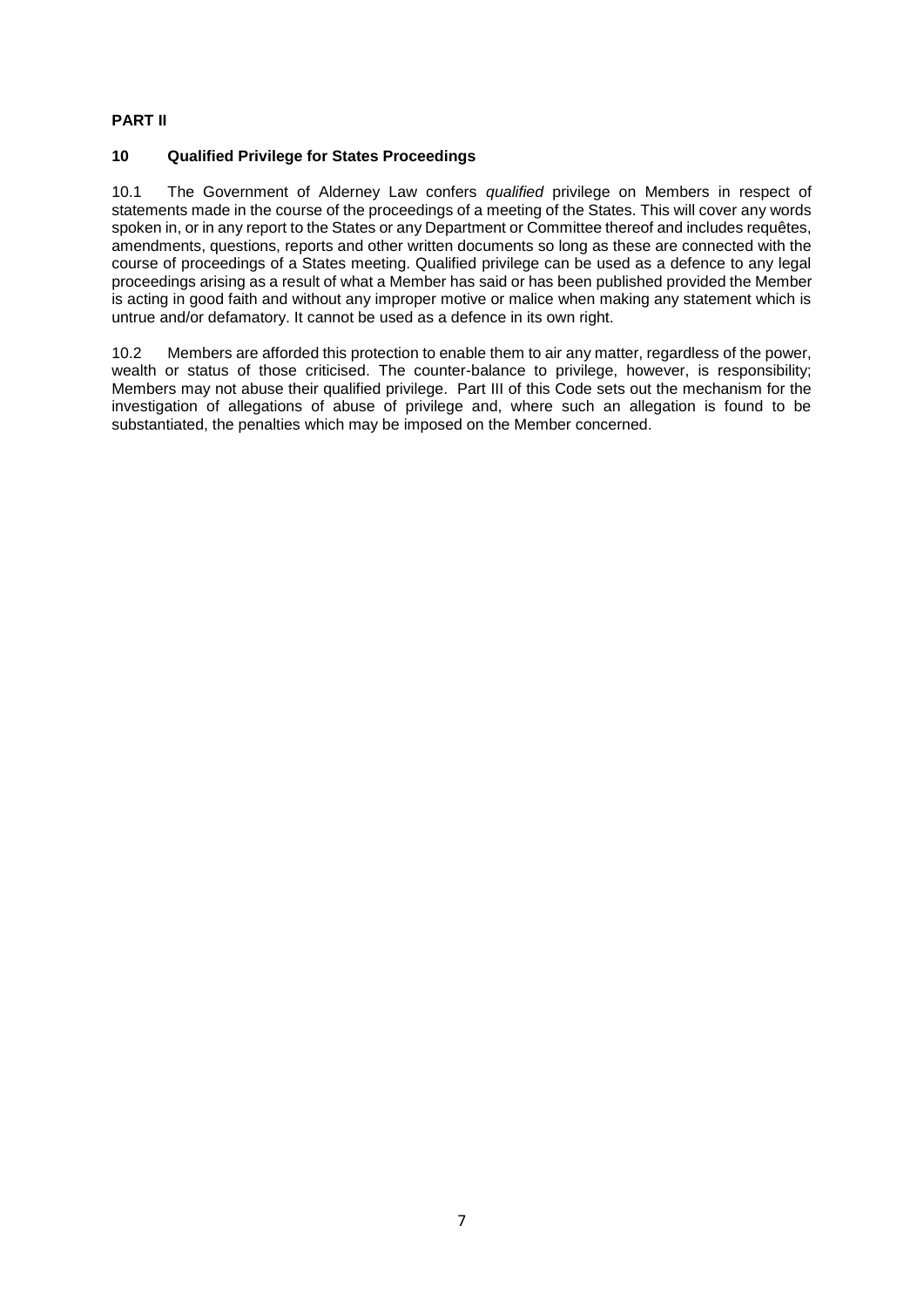**PART II**

## 10 Qualified Privilege for States Proceedings

10.1 The Government of Alderney Law confers *qualified* privilege on Members in respect of statements made in the course of the proceedings of a meeting of the States. This will cover any words spoken in, or in any report to the States or any Department or Committee thereof and includes requêtes, amendments, questions, reports and other written documents so long as these are connected with the course of proceedings of a States meeting. Qualified privilege can be used as a defence to any legal proceedings arising as a result of what a Member has said or has been published provided the Member is acting in good faith and without any improper motive or malice when making any statement which is untrue and/or defamatory. It cannot be used as a defence in its own right.

10.2 Members are afforded this protection to enable them to air any matter, regardless of the power, wealth or status of those criticised. The counter-balance to privilege, however, is responsibility; Members may not abuse their qualified privilege. Part III of this Code sets out the mechanism for the investigation of allegations of abuse of privilege and, where such an allegation is found to be substantiated, the penalties which may be imposed on the Member concerned.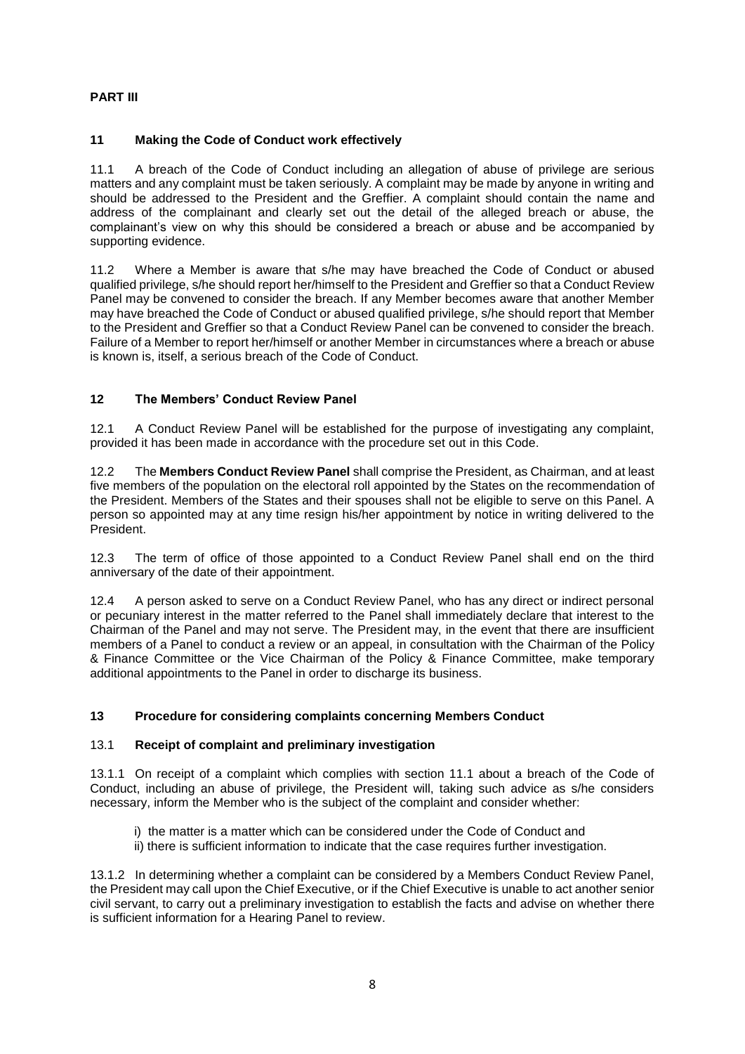**PART III**

## 11 Making the Code of Conduct work effectively

11.1 A breach of the Code of Conduct including an allegation of abuse of privilege are serious matters and any complaint must be taken seriously. A complaint may be made by anyone in writing and should be addressed to the President and the Greffier. A complaint should contain the name and address of the complainant and clearly set out the detail of the alleged breach or abuse, the complainant's view on why this should be considered a breach or abuse and be accompanied by supporting evidence.

11.2 Where a Member is aware that s/he may have breached the Code of Conduct or abused qualified privilege, s/he should report her/himself to the President and Greffier so that a Conduct Review Panel may be convened to consider the breach. If any Member becomes aware that another Member may have breached the Code of Conduct or abused qualified privilege, s/he should report that Member to the President and Greffier so that a Conduct Review Panel can be convened to consider the breach. Failure of a Member to report her/himself or another Member in circumstances where a breach or abuse is known is, itself, a serious breach of the Code of Conduct.

## 12 The Members' Conduct Review Panel

12.1 A Conduct Review Panel will be established for the purpose of investigating any complaint, provided it has been made in accordance with the procedure set out in this Code.

12.2 The **Members Conduct Review Panel** shall comprise the President, as Chairman, and at least five members of the population on the electoral roll appointed by the States on the recommendation of the President. Members of the States and their spouses shall not be eligible to serve on this Panel. A person so appointed may at any time resign his/her appointment by notice in writing delivered to the President.

12.3 The term of office of those appointed to a Conduct Review Panel shall end on the third anniversary of the date of their appointment.

12.4 A person asked to serve on a Conduct Review Panel, who has any direct or indirect personal or pecuniary interest in the matter referred to the Panel shall immediately declare that interest to the Chairman of the Panel and may not serve. The President may, in the event that there are insufficient members of a Panel to conduct a review or an appeal, in consultation with the Chairman of the Policy & Finance Committee or the Vice Chairman of the Policy & Finance Committee, make temporary additional appointments to the Panel in order to discharge its business.

## 13 Procedure for considering complaints concerning Members Conduct

### 13.1 Receipt of complaint and preliminary investigation

13.1.1 On receipt of a complaint which complies with section 11.1 about a breach of the Code of Conduct, including an abuse of privilege, the President will, taking such advice as s/he considers necessary, inform the Member who is the subject of the complaint and consider whether:

i) the matter is a matter which can be considered under the Code of Conduct and
ii) there is sufficient information to indicate that the case requires further investigation.

13.1.2 In determining whether a complaint can be considered by a Members Conduct Review Panel, the President may call upon the Chief Executive, or if the Chief Executive is unable to act another senior civil servant, to carry out a preliminary investigation to establish the facts and advise on whether there is sufficient information for a Hearing Panel to review.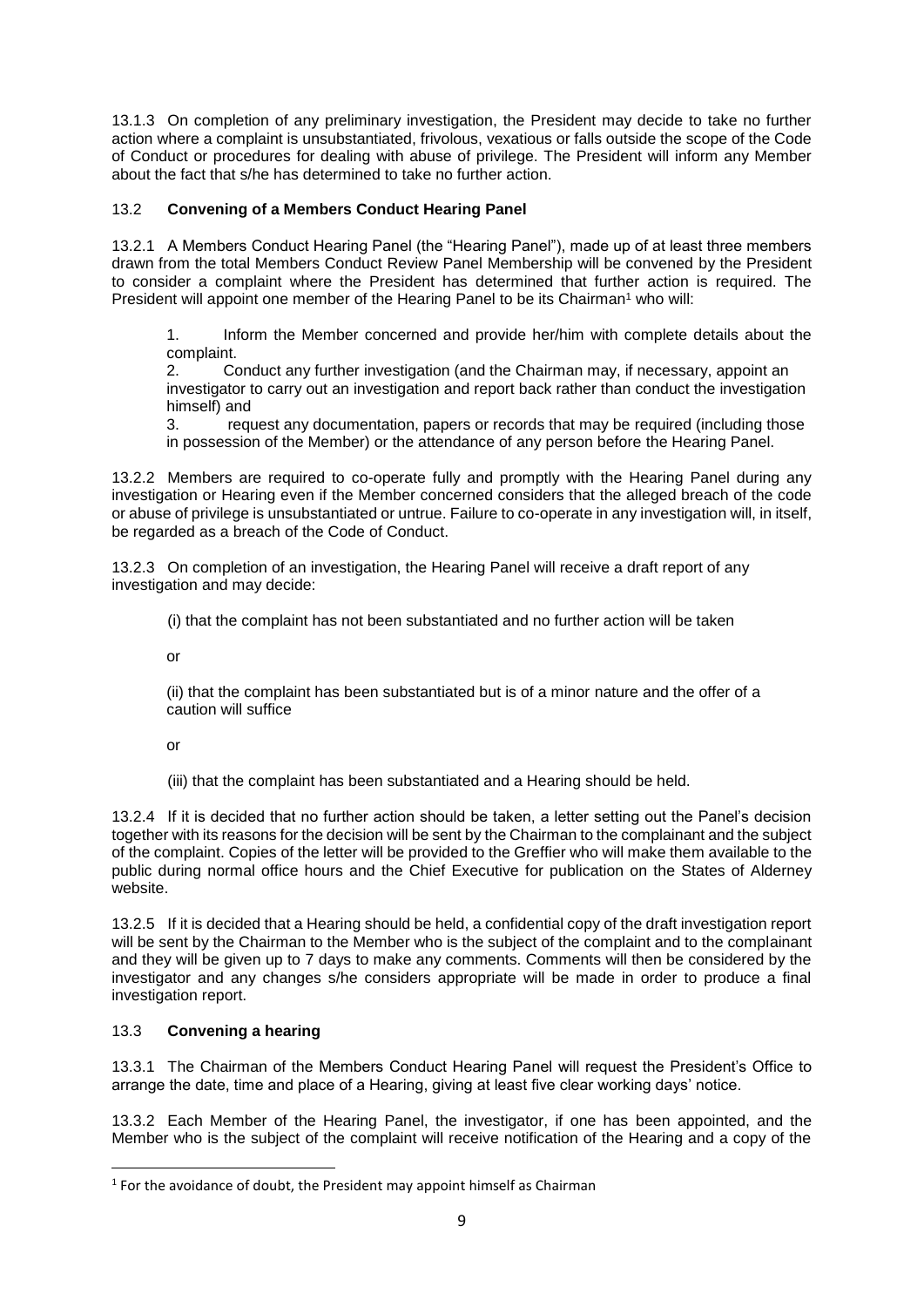13.1.3 On completion of any preliminary investigation, the President may decide to take no further action where a complaint is unsubstantiated, frivolous, vexatious or falls outside the scope of the Code of Conduct or procedures for dealing with abuse of privilege. The President will inform any Member about the fact that s/he has determined to take no further action.

### 13.2 **Convening of a Members Conduct Hearing Panel**

13.2.1 A Members Conduct Hearing Panel (the "Hearing Panel"), made up of at least three members drawn from the total Members Conduct Review Panel Membership will be convened by the President to consider a complaint where the President has determined that further action is required. The President will appoint one member of the Hearing Panel to be its Chairman[1] who will:

1. Inform the Member concerned and provide her/him with complete details about the complaint.
2. Conduct any further investigation (and the Chairman may, if necessary, appoint an investigator to carry out an investigation and report back rather than conduct the investigation himself) and
3. request any documentation, papers or records that may be required (including those in possession of the Member) or the attendance of any person before the Hearing Panel.

13.2.2 Members are required to co-operate fully and promptly with the Hearing Panel during any investigation or Hearing even if the Member concerned considers that the alleged breach of the code or abuse of privilege is unsubstantiated or untrue. Failure to co-operate in any investigation will, in itself, be regarded as a breach of the Code of Conduct.

13.2.3 On completion of an investigation, the Hearing Panel will receive a draft report of any investigation and may decide:

(i) that the complaint has not been substantiated and no further action will be taken

or

(ii) that the complaint has been substantiated but is of a minor nature and the offer of a caution will suffice

or

(iii) that the complaint has been substantiated and a Hearing should be held.

13.2.4 If it is decided that no further action should be taken, a letter setting out the Panel's decision together with its reasons for the decision will be sent by the Chairman to the complainant and the subject of the complaint. Copies of the letter will be provided to the Greffier who will make them available to the public during normal office hours and the Chief Executive for publication on the States of Alderney website.

13.2.5 If it is decided that a Hearing should be held, a confidential copy of the draft investigation report will be sent by the Chairman to the Member who is the subject of the complaint and to the complainant and they will be given up to 7 days to make any comments. Comments will then be considered by the investigator and any changes s/he considers appropriate will be made in order to produce a final investigation report.

### 13.3 **Convening a hearing**

13.3.1 The Chairman of the Members Conduct Hearing Panel will request the President's Office to arrange the date, time and place of a Hearing, giving at least five clear working days' notice.

13.3.2 Each Member of the Hearing Panel, the investigator, if one has been appointed, and the Member who is the subject of the complaint will receive notification of the Hearing and a copy of the

[1] For the avoidance of doubt, the President may appoint himself as Chairman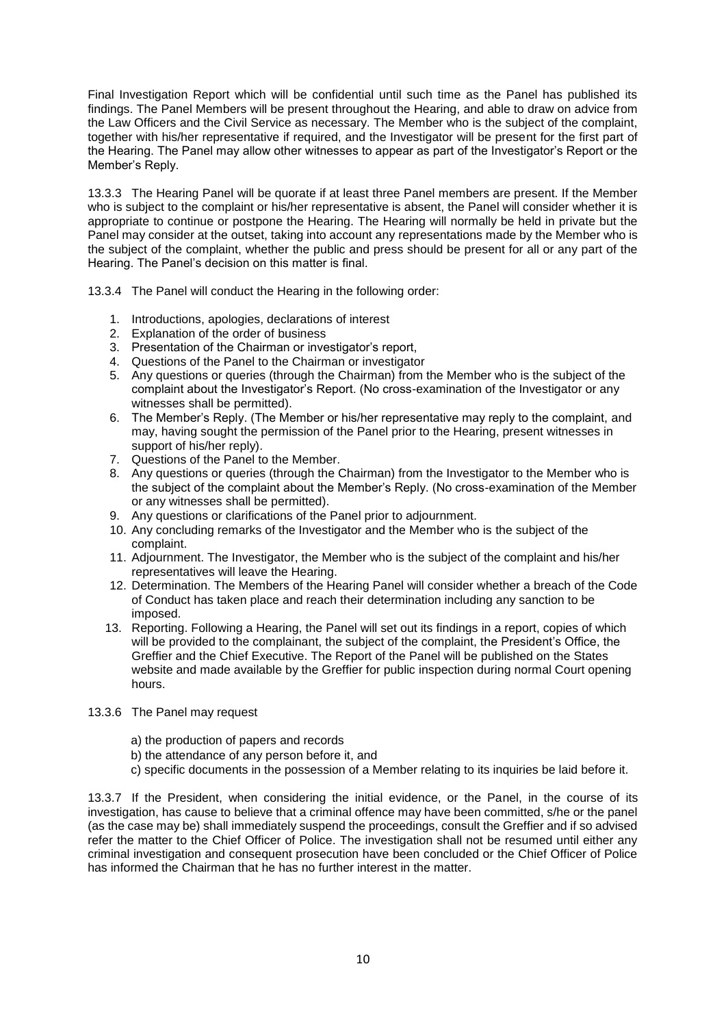Final Investigation Report which will be confidential until such time as the Panel has published its findings. The Panel Members will be present throughout the Hearing, and able to draw on advice from the Law Officers and the Civil Service as necessary. The Member who is the subject of the complaint, together with his/her representative if required, and the Investigator will be present for the first part of the Hearing. The Panel may allow other witnesses to appear as part of the Investigator's Report or the Member's Reply.

13.3.3 The Hearing Panel will be quorate if at least three Panel members are present. If the Member who is subject to the complaint or his/her representative is absent, the Panel will consider whether it is appropriate to continue or postpone the Hearing. The Hearing will normally be held in private but the Panel may consider at the outset, taking into account any representations made by the Member who is the subject of the complaint, whether the public and press should be present for all or any part of the Hearing. The Panel's decision on this matter is final.

13.3.4 The Panel will conduct the Hearing in the following order:

1. Introductions, apologies, declarations of interest
2. Explanation of the order of business
3. Presentation of the Chairman or investigator's report,
4. Questions of the Panel to the Chairman or investigator
5. Any questions or queries (through the Chairman) from the Member who is the subject of the complaint about the Investigator's Report. (No cross-examination of the Investigator or any witnesses shall be permitted).
6. The Member's Reply. (The Member or his/her representative may reply to the complaint, and may, having sought the permission of the Panel prior to the Hearing, present witnesses in support of his/her reply).
7. Questions of the Panel to the Member.
8. Any questions or queries (through the Chairman) from the Investigator to the Member who is the subject of the complaint about the Member's Reply. (No cross-examination of the Member or any witnesses shall be permitted).
9. Any questions or clarifications of the Panel prior to adjournment.
10. Any concluding remarks of the Investigator and the Member who is the subject of the complaint.
11. Adjournment. The Investigator, the Member who is the subject of the complaint and his/her representatives will leave the Hearing.
12. Determination. The Members of the Hearing Panel will consider whether a breach of the Code of Conduct has taken place and reach their determination including any sanction to be imposed.
13. Reporting. Following a Hearing, the Panel will set out its findings in a report, copies of which will be provided to the complainant, the subject of the complaint, the President's Office, the Greffier and the Chief Executive. The Report of the Panel will be published on the States website and made available by the Greffier for public inspection during normal Court opening hours.

13.3.6 The Panel may request

a) the production of papers and records
b) the attendance of any person before it, and
c) specific documents in the possession of a Member relating to its inquiries be laid before it.

13.3.7 If the President, when considering the initial evidence, or the Panel, in the course of its investigation, has cause to believe that a criminal offence may have been committed, s/he or the panel (as the case may be) shall immediately suspend the proceedings, consult the Greffier and if so advised refer the matter to the Chief Officer of Police. The investigation shall not be resumed until either any criminal investigation and consequent prosecution have been concluded or the Chief Officer of Police has informed the Chairman that he has no further interest in the matter.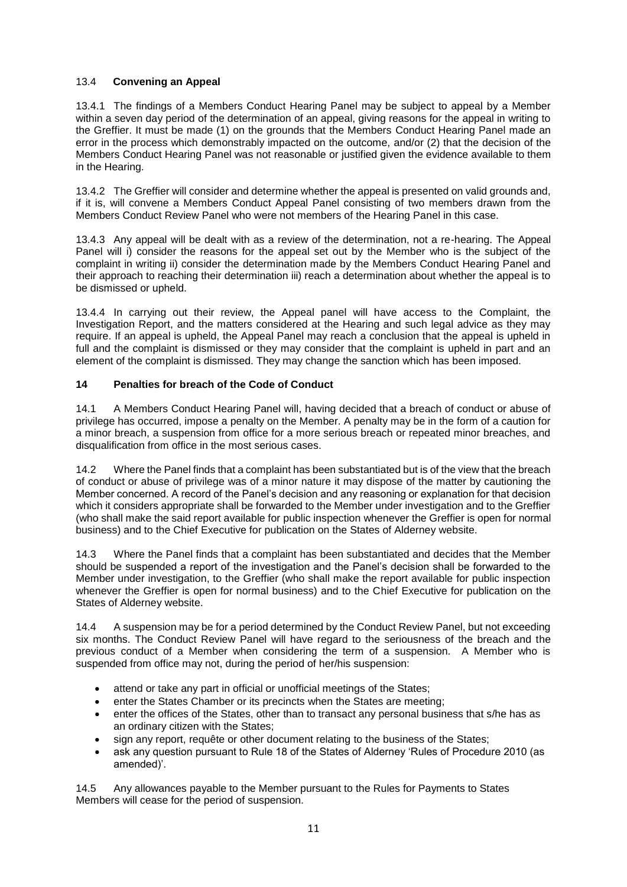### 13.4 **Convening an Appeal**

13.4.1 The findings of a Members Conduct Hearing Panel may be subject to appeal by a Member within a seven day period of the determination of an appeal, giving reasons for the appeal in writing to the Greffier. It must be made (1) on the grounds that the Members Conduct Hearing Panel made an error in the process which demonstrably impacted on the outcome, and/or (2) that the decision of the Members Conduct Hearing Panel was not reasonable or justified given the evidence available to them in the Hearing.

13.4.2 The Greffier will consider and determine whether the appeal is presented on valid grounds and, if it is, will convene a Members Conduct Appeal Panel consisting of two members drawn from the Members Conduct Review Panel who were not members of the Hearing Panel in this case.

13.4.3 Any appeal will be dealt with as a review of the determination, not a re-hearing. The Appeal Panel will i) consider the reasons for the appeal set out by the Member who is the subject of the complaint in writing ii) consider the determination made by the Members Conduct Hearing Panel and their approach to reaching their determination iii) reach a determination about whether the appeal is to be dismissed or upheld.

13.4.4 In carrying out their review, the Appeal panel will have access to the Complaint, the Investigation Report, and the matters considered at the Hearing and such legal advice as they may require. If an appeal is upheld, the Appeal Panel may reach a conclusion that the appeal is upheld in full and the complaint is dismissed or they may consider that the complaint is upheld in part and an element of the complaint is dismissed. They may change the sanction which has been imposed.

## 14 Penalties for breach of the Code of Conduct

14.1 A Members Conduct Hearing Panel will, having decided that a breach of conduct or abuse of privilege has occurred, impose a penalty on the Member. A penalty may be in the form of a caution for a minor breach, a suspension from office for a more serious breach or repeated minor breaches, and disqualification from office in the most serious cases.

14.2 Where the Panel finds that a complaint has been substantiated but is of the view that the breach of conduct or abuse of privilege was of a minor nature it may dispose of the matter by cautioning the Member concerned. A record of the Panel's decision and any reasoning or explanation for that decision which it considers appropriate shall be forwarded to the Member under investigation and to the Greffier (who shall make the said report available for public inspection whenever the Greffier is open for normal business) and to the Chief Executive for publication on the States of Alderney website.

14.3 Where the Panel finds that a complaint has been substantiated and decides that the Member should be suspended a report of the investigation and the Panel's decision shall be forwarded to the Member under investigation, to the Greffier (who shall make the report available for public inspection whenever the Greffier is open for normal business) and to the Chief Executive for publication on the States of Alderney website.

14.4 A suspension may be for a period determined by the Conduct Review Panel, but not exceeding six months. The Conduct Review Panel will have regard to the seriousness of the breach and the previous conduct of a Member when considering the term of a suspension. A Member who is suspended from office may not, during the period of her/his suspension:

- attend or take any part in official or unofficial meetings of the States;
- enter the States Chamber or its precincts when the States are meeting;
- enter the offices of the States, other than to transact any personal business that s/he has as an ordinary citizen with the States;
- sign any report, requête or other document relating to the business of the States;
- ask any question pursuant to Rule 18 of the States of Alderney 'Rules of Procedure 2010 (as amended)'.

14.5 Any allowances payable to the Member pursuant to the Rules for Payments to States Members will cease for the period of suspension.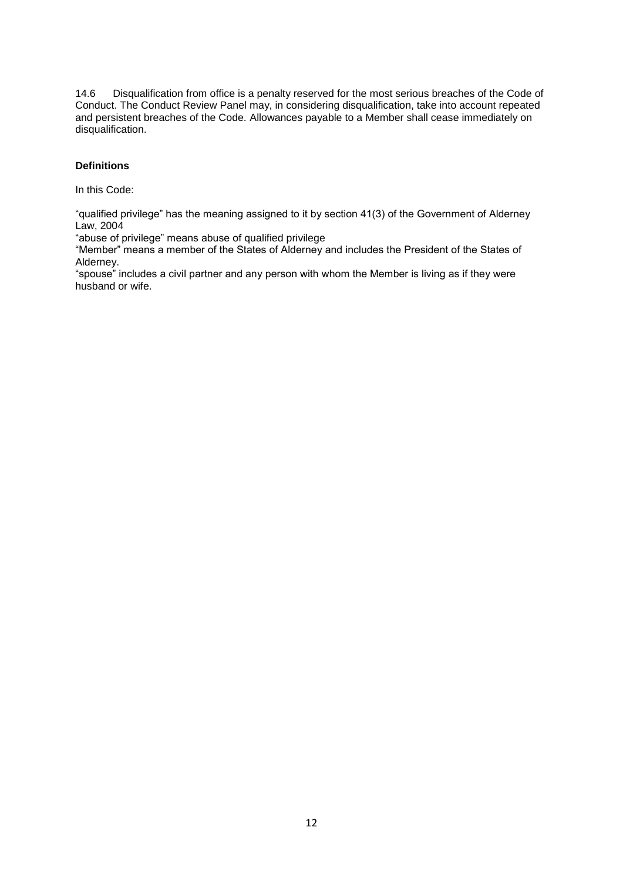14.6 Disqualification from office is a penalty reserved for the most serious breaches of the Code of Conduct. The Conduct Review Panel may, in considering disqualification, take into account repeated and persistent breaches of the Code. Allowances payable to a Member shall cease immediately on disqualification.

**Definitions**

In this Code:

"qualified privilege" has the meaning assigned to it by section 41(3) of the Government of Alderney Law, 2004

"abuse of privilege" means abuse of qualified privilege

"Member" means a member of the States of Alderney and includes the President of the States of Alderney.

"spouse" includes a civil partner and any person with whom the Member is living as if they were husband or wife.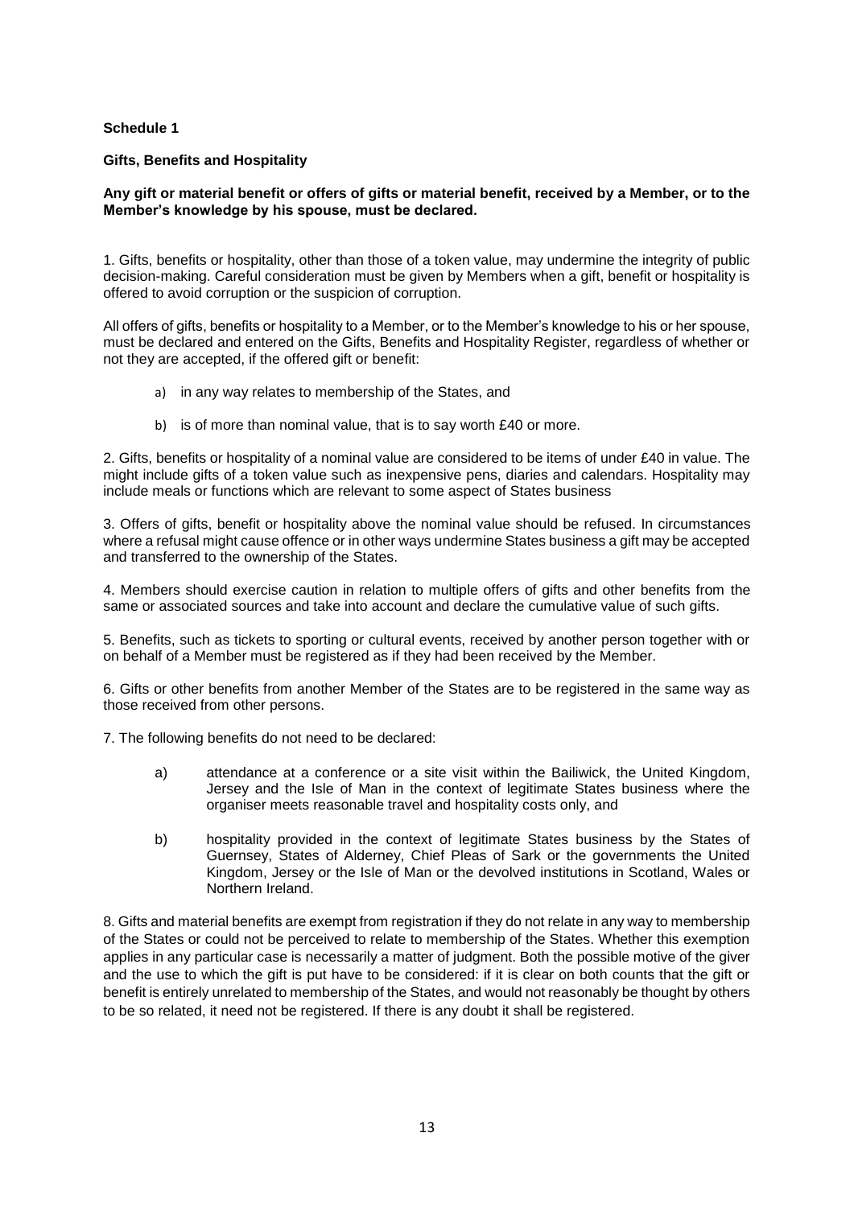**Schedule 1**

**Gifts, Benefits and Hospitality**

**Any gift or material benefit or offers of gifts or material benefit, received by a Member, or to the Member's knowledge by his spouse, must be declared.**

1. Gifts, benefits or hospitality, other than those of a token value, may undermine the integrity of public decision-making. Careful consideration must be given by Members when a gift, benefit or hospitality is offered to avoid corruption or the suspicion of corruption.

All offers of gifts, benefits or hospitality to a Member, or to the Member's knowledge to his or her spouse, must be declared and entered on the Gifts, Benefits and Hospitality Register, regardless of whether or not they are accepted, if the offered gift or benefit:

a) in any way relates to membership of the States, and

b) is of more than nominal value, that is to say worth £40 or more.

2. Gifts, benefits or hospitality of a nominal value are considered to be items of under £40 in value. The might include gifts of a token value such as inexpensive pens, diaries and calendars. Hospitality may include meals or functions which are relevant to some aspect of States business

3. Offers of gifts, benefit or hospitality above the nominal value should be refused. In circumstances where a refusal might cause offence or in other ways undermine States business a gift may be accepted and transferred to the ownership of the States.

4. Members should exercise caution in relation to multiple offers of gifts and other benefits from the same or associated sources and take into account and declare the cumulative value of such gifts.

5. Benefits, such as tickets to sporting or cultural events, received by another person together with or on behalf of a Member must be registered as if they had been received by the Member.

6. Gifts or other benefits from another Member of the States are to be registered in the same way as those received from other persons.

7. The following benefits do not need to be declared:

a) attendance at a conference or a site visit within the Bailiwick, the United Kingdom, Jersey and the Isle of Man in the context of legitimate States business where the organiser meets reasonable travel and hospitality costs only, and

b) hospitality provided in the context of legitimate States business by the States of Guernsey, States of Alderney, Chief Pleas of Sark or the governments the United Kingdom, Jersey or the Isle of Man or the devolved institutions in Scotland, Wales or Northern Ireland.

8. Gifts and material benefits are exempt from registration if they do not relate in any way to membership of the States or could not be perceived to relate to membership of the States. Whether this exemption applies in any particular case is necessarily a matter of judgment. Both the possible motive of the giver and the use to which the gift is put have to be considered: if it is clear on both counts that the gift or benefit is entirely unrelated to membership of the States, and would not reasonably be thought by others to be so related, it need not be registered. If there is any doubt it shall be registered.